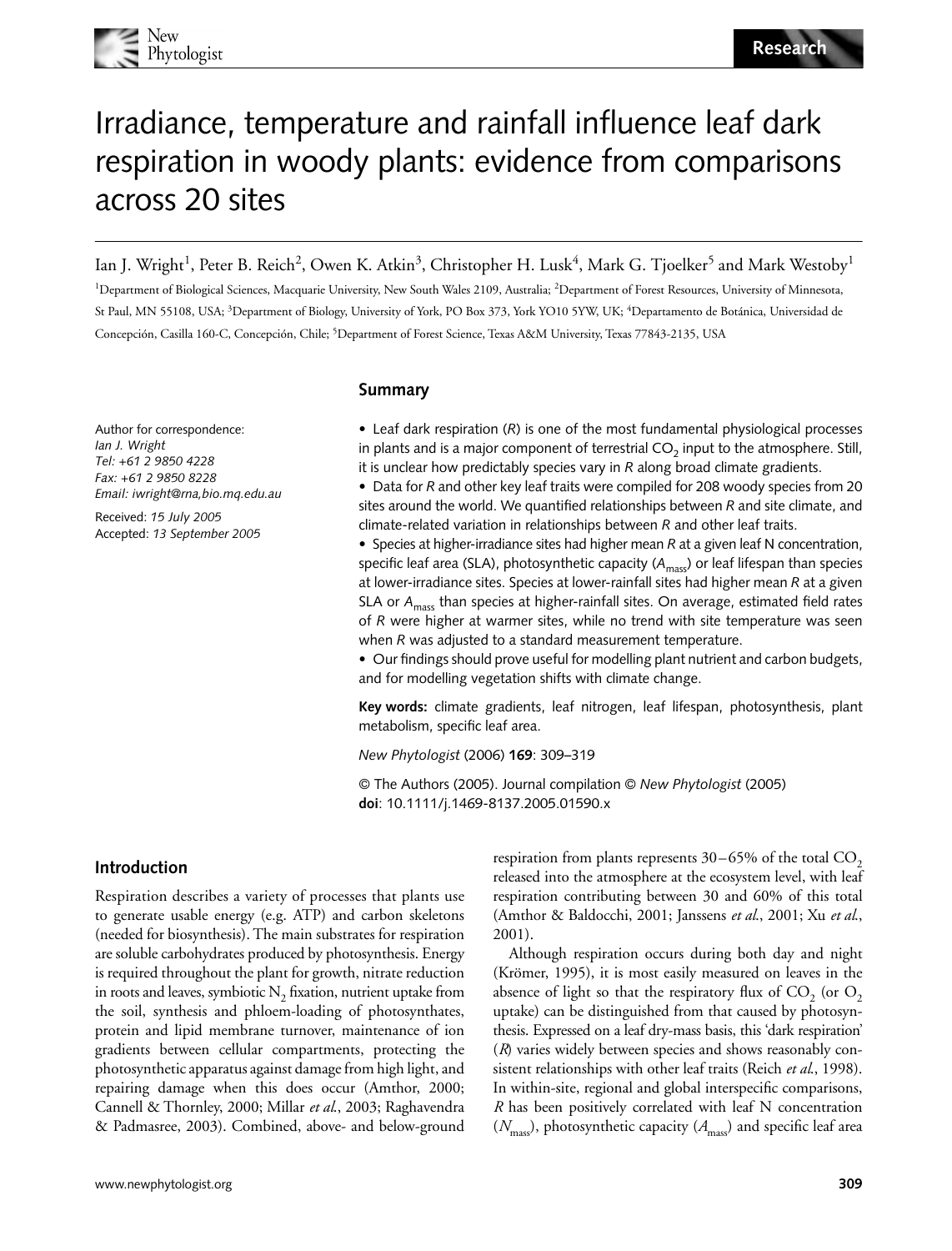# Irradiance, temperature and rainfall influence leaf dark respiration in woody plants: evidence from comparisons across 20 sites

Ian J. Wright[1], Peter B. Reich[2], Owen K. Atkin[3], Christopher H. Lusk[4], Mark G. Tjoelker[5] and Mark Westoby[1]

[1]Department of Biological Sciences, Macquarie University, New South Wales 2109, Australia; [2]Department of Forest Resources, University of Minnesota, St Paul, MN 55108, USA; [3]Department of Biology, University of York, PO Box 373, York YO10 5YW, UK; [4]Departamento de Botánica, Universidad de Concepción, Casilla 160-C, Concepción, Chile; [5]Department of Forest Science, Texas A&M University, Texas 77843-2135, USA

Author for correspondence:
*Ian J. Wright*
*Tel: +61 2 9850 4228*
*Fax: +61 2 9850 8228*
*Email: iwright@rna,bio.mq.edu.au*

Received: *15 July 2005*
Accepted: *13 September 2005*

## Summary

- Leaf dark respiration (*R*) is one of the most fundamental physiological processes in plants and is a major component of terrestrial $CO_2$ input to the atmosphere. Still, it is unclear how predictably species vary in *R* along broad climate gradients.
- Data for *R* and other key leaf traits were compiled for 208 woody species from 20 sites around the world. We quantified relationships between *R* and site climate, and climate-related variation in relationships between *R* and other leaf traits.
- Species at higher-irradiance sites had higher mean *R* at a given leaf N concentration, specific leaf area (SLA), photosynthetic capacity ($A_{mass}$) or leaf lifespan than species at lower-irradiance sites. Species at lower-rainfall sites had higher mean *R* at a given SLA or $A_{mass}$ than species at higher-rainfall sites. On average, estimated field rates of *R* were higher at warmer sites, while no trend with site temperature was seen when *R* was adjusted to a standard measurement temperature.
- Our findings should prove useful for modelling plant nutrient and carbon budgets, and for modelling vegetation shifts with climate change.

**Key words:** climate gradients, leaf nitrogen, leaf lifespan, photosynthesis, plant metabolism, specific leaf area.

*New Phytologist* (2006) **169**: 309–319

© The Authors (2005). Journal compilation © *New Phytologist* (2005)
**doi**: 10.1111/j.1469-8137.2005.01590.x

## Introduction

Respiration describes a variety of processes that plants use to generate usable energy (e.g. ATP) and carbon skeletons (needed for biosynthesis). The main substrates for respiration are soluble carbohydrates produced by photosynthesis. Energy is required throughout the plant for growth, nitrate reduction in roots and leaves, symbiotic $N_2$ fixation, nutrient uptake from the soil, synthesis and phloem-loading of photosynthates, protein and lipid membrane turnover, maintenance of ion gradients between cellular compartments, protecting the photosynthetic apparatus against damage from high light, and repairing damage when this does occur (Amthor, 2000; Cannell & Thornley, 2000; Millar *et al.*, 2003; Raghavendra & Padmasree, 2003). Combined, above- and below-ground respiration from plants represents 30–65% of the total $CO_2$ released into the atmosphere at the ecosystem level, with leaf respiration contributing between 30 and 60% of this total (Amthor & Baldocchi, 2001; Janssens *et al.*, 2001; Xu *et al.*, 2001).

Although respiration occurs during both day and night (Krömer, 1995), it is most easily measured on leaves in the absence of light so that the respiratory flux of $CO_2$ (or $O_2$ uptake) can be distinguished from that caused by photosynthesis. Expressed on a leaf dry-mass basis, this 'dark respiration' (*R*) varies widely between species and shows reasonably consistent relationships with other leaf traits (Reich *et al.*, 1998). In within-site, regional and global interspecific comparisons, *R* has been positively correlated with leaf N concentration ($N_{mass}$), photosynthetic capacity ($A_{mass}$) and specific leaf area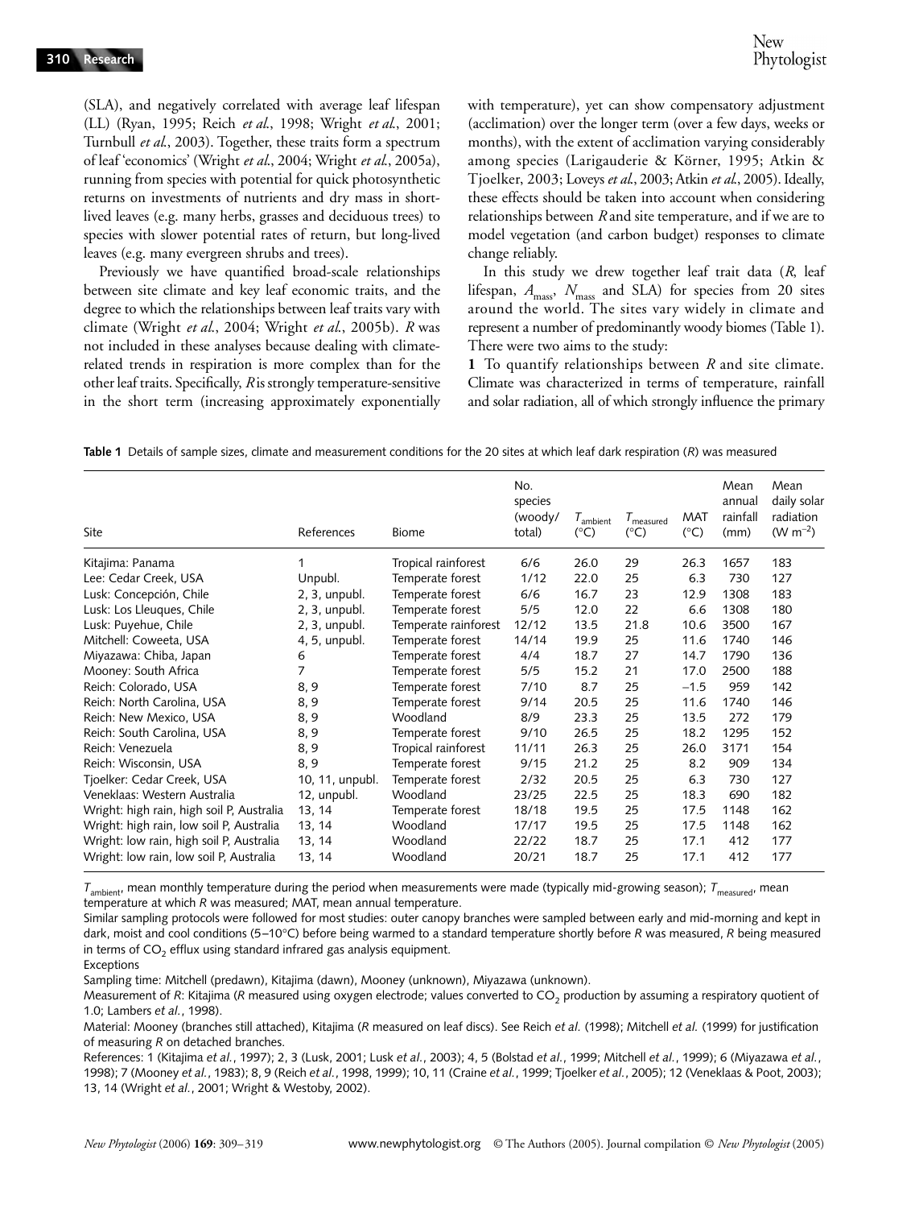(SLA), and negatively correlated with average leaf lifespan (LL) (Ryan, 1995; Reich *et al.*, 1998; Wright *et al.*, 2001; Turnbull *et al.*, 2003). Together, these traits form a spectrum of leaf 'economics' (Wright *et al.*, 2004; Wright *et al.*, 2005a), running from species with potential for quick photosynthetic returns on investments of nutrients and dry mass in short-lived leaves (e.g. many herbs, grasses and deciduous trees) to species with slower potential rates of return, but long-lived leaves (e.g. many evergreen shrubs and trees).

Previously we have quantified broad-scale relationships between site climate and key leaf economic traits, and the degree to which the relationships between leaf traits vary with climate (Wright *et al.*, 2004; Wright *et al.*, 2005b). *R* was not included in these analyses because dealing with climate-related trends in respiration is more complex than for the other leaf traits. Specifically, *R* is strongly temperature-sensitive in the short term (increasing approximately exponentially with temperature), yet can show compensatory adjustment (acclimation) over the longer term (over a few days, weeks or months), with the extent of acclimation varying considerably among species (Larigauderie & Körner, 1995; Atkin & Tjoelker, 2003; Loveys *et al.*, 2003; Atkin *et al.*, 2005). Ideally, these effects should be taken into account when considering relationships between *R* and site temperature, and if we are to model vegetation (and carbon budget) responses to climate change reliably.

In this study we drew together leaf trait data (*R*, leaf lifespan, $A_{mass}$, $N_{mass}$ and SLA) for species from 20 sites around the world. The sites vary widely in climate and represent a number of predominantly woody biomes (Table 1). There were two aims to the study:

**1** To quantify relationships between *R* and site climate. Climate was characterized in terms of temperature, rainfall and solar radiation, all of which strongly influence the primary

**Table 1** Details of sample sizes, climate and measurement conditions for the 20 sites at which leaf dark respiration (*R*) was measured

| Site | References | Biome | No. species (woody/total) | $T_{ambient}$ (°C) | $T_{measured}$ (°C) | MAT (°C) | Mean annual rainfall (mm) | Mean daily solar radiation (W $m^{-2}$) |
|---|---|---|---|---|---|---|---|---|
| Kitajima: Panama | 1 | Tropical rainforest | 6/6 | 26.0 | 29 | 26.3 | 1657 | 183 |
| Lee: Cedar Creek, USA | Unpubl. | Temperate forest | 1/12 | 22.0 | 25 | 6.3 | 730 | 127 |
| Lusk: Concepción, Chile | 2, 3, unpubl. | Temperate forest | 6/6 | 16.7 | 23 | 12.9 | 1308 | 183 |
| Lusk: Los Lleuques, Chile | 2, 3, unpubl. | Temperate forest | 5/5 | 12.0 | 22 | 6.6 | 1308 | 180 |
| Lusk: Puyehue, Chile | 2, 3, unpubl. | Temperate rainforest | 12/12 | 13.5 | 21.8 | 10.6 | 3500 | 167 |
| Mitchell: Coweeta, USA | 4, 5, unpubl. | Temperate forest | 14/14 | 19.9 | 25 | 11.6 | 1740 | 146 |
| Miyazawa: Chiba, Japan | 6 | Temperate forest | 4/4 | 18.7 | 27 | 14.7 | 1790 | 136 |
| Mooney: South Africa | 7 | Temperate forest | 5/5 | 15.2 | 21 | 17.0 | 2500 | 188 |
| Reich: Colorado, USA | 8, 9 | Temperate forest | 7/10 | 8.7 | 25 | −1.5 | 959 | 142 |
| Reich: North Carolina, USA | 8, 9 | Temperate forest | 9/14 | 20.5 | 25 | 11.6 | 1740 | 146 |
| Reich: New Mexico, USA | 8, 9 | Woodland | 8/9 | 23.3 | 25 | 13.5 | 272 | 179 |
| Reich: South Carolina, USA | 8, 9 | Temperate forest | 9/10 | 26.5 | 25 | 18.2 | 1295 | 152 |
| Reich: Venezuela | 8, 9 | Tropical rainforest | 11/11 | 26.3 | 25 | 26.0 | 3171 | 154 |
| Reich: Wisconsin, USA | 8, 9 | Temperate forest | 9/15 | 21.2 | 25 | 8.2 | 909 | 134 |
| Tjoelker: Cedar Creek, USA | 10, 11, unpubl. | Temperate forest | 2/32 | 20.5 | 25 | 6.3 | 730 | 127 |
| Veneklaas: Western Australia | 12, unpubl. | Woodland | 23/25 | 22.5 | 25 | 18.3 | 690 | 182 |
| Wright: high rain, high soil P, Australia | 13, 14 | Temperate forest | 18/18 | 19.5 | 25 | 17.5 | 1148 | 162 |
| Wright: high rain, low soil P, Australia | 13, 14 | Woodland | 17/17 | 19.5 | 25 | 17.5 | 1148 | 162 |
| Wright: low rain, high soil P, Australia | 13, 14 | Woodland | 22/22 | 18.7 | 25 | 17.1 | 412 | 177 |
| Wright: low rain, low soil P, Australia | 13, 14 | Woodland | 20/21 | 18.7 | 25 | 17.1 | 412 | 177 |

$T_{ambient}$, mean monthly temperature during the period when measurements were made (typically mid-growing season); $T_{measured}$, mean temperature at which *R* was measured; MAT, mean annual temperature.

Similar sampling protocols were followed for most studies: outer canopy branches were sampled between early and mid-morning and kept in dark, moist and cool conditions (5–10°C) before being warmed to a standard temperature shortly before *R* was measured, *R* being measured in terms of $CO_2$ efflux using standard infrared gas analysis equipment.

Exceptions

Sampling time: Mitchell (predawn), Kitajima (dawn), Mooney (unknown), Miyazawa (unknown).

Measurement of *R*: Kitajima (*R* measured using oxygen electrode; values converted to $CO_2$ production by assuming a respiratory quotient of 1.0; Lambers *et al.*, 1998).

Material: Mooney (branches still attached), Kitajima (*R* measured on leaf discs). See Reich *et al.* (1998); Mitchell *et al.* (1999) for justification of measuring *R* on detached branches.

References: 1 (Kitajima *et al.*, 1997); 2, 3 (Lusk, 2001; Lusk *et al.*, 2003); 4, 5 (Bolstad *et al.*, 1999; Mitchell *et al.*, 1999); 6 (Miyazawa *et al.*, 1998); 7 (Mooney *et al.*, 1983); 8, 9 (Reich *et al.*, 1998, 1999); 10, 11 (Craine *et al.*, 1999; Tjoelker *et al.*, 2005); 12 (Veneklaas & Poot, 2003); 13, 14 (Wright *et al.*, 2001; Wright & Westoby, 2002).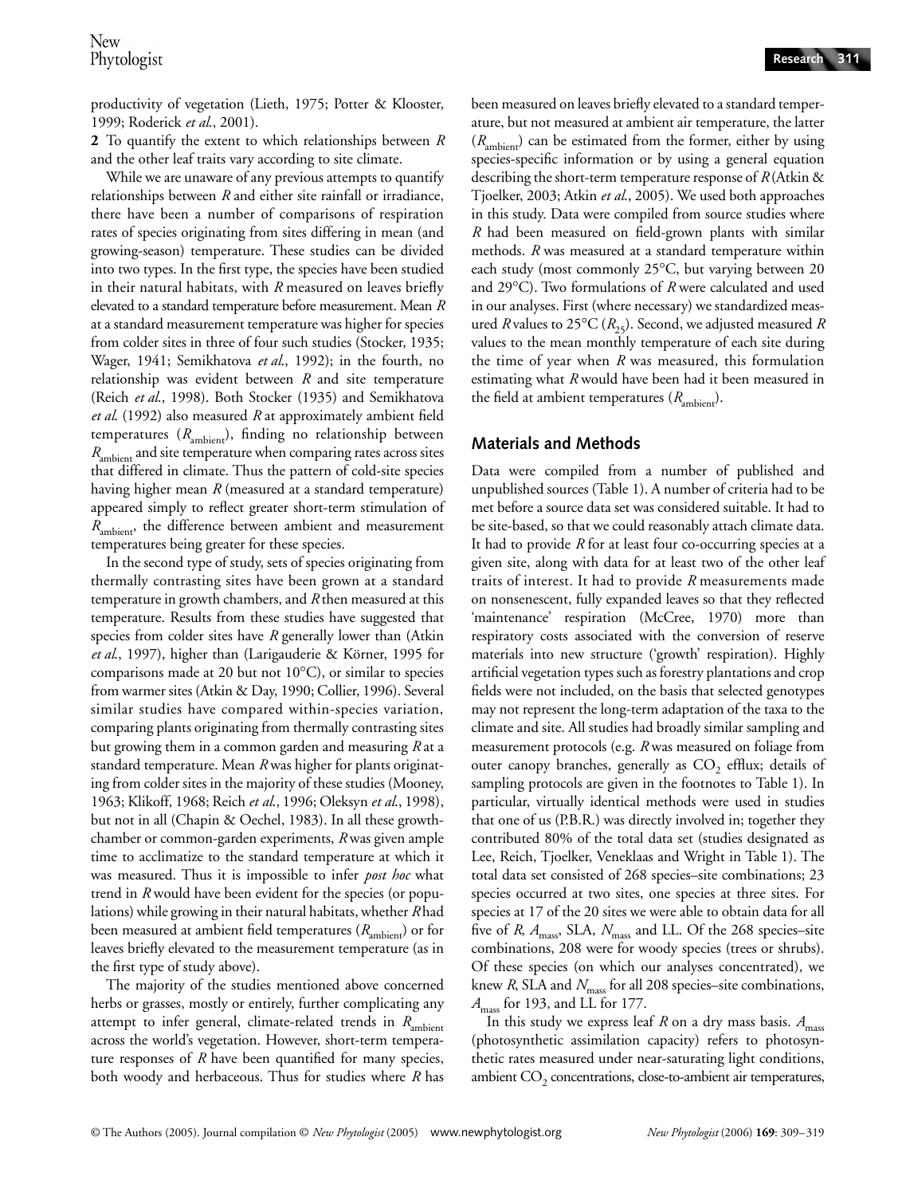productivity of vegetation (Lieth, 1975; Potter & Klooster, 1999; Roderick *et al.*, 2001).

**2** To quantify the extent to which relationships between $R$ and the other leaf traits vary according to site climate.

While we are unaware of any previous attempts to quantify relationships between $R$ and either site rainfall or irradiance, there have been a number of comparisons of respiration rates of species originating from sites differing in mean (and growing-season) temperature. These studies can be divided into two types. In the first type, the species have been studied in their natural habitats, with $R$ measured on leaves briefly elevated to a standard temperature before measurement. Mean $R$ at a standard measurement temperature was higher for species from colder sites in three of four such studies (Stocker, 1935; Wager, 1941; Semikhatova *et al.*, 1992); in the fourth, no relationship was evident between $R$ and site temperature (Reich *et al.*, 1998). Both Stocker (1935) and Semikhatova *et al.* (1992) also measured $R$ at approximately ambient field temperatures ($R_{ambient}$), finding no relationship between $R_{ambient}$ and site temperature when comparing rates across sites that differed in climate. Thus the pattern of cold-site species having higher mean $R$ (measured at a standard temperature) appeared simply to reflect greater short-term stimulation of $R_{ambient}$, the difference between ambient and measurement temperatures being greater for these species.

In the second type of study, sets of species originating from thermally contrasting sites have been grown at a standard temperature in growth chambers, and $R$ then measured at this temperature. Results from these studies have suggested that species from colder sites have $R$ generally lower than (Atkin *et al.*, 1997), higher than (Larigauderie & Körner, 1995 for comparisons made at 20 but not 10°C), or similar to species from warmer sites (Atkin & Day, 1990; Collier, 1996). Several similar studies have compared within-species variation, comparing plants originating from thermally contrasting sites but growing them in a common garden and measuring $R$ at a standard temperature. Mean $R$ was higher for plants originating from colder sites in the majority of these studies (Mooney, 1963; Klikoff, 1968; Reich *et al.*, 1996; Oleksyn *et al.*, 1998), but not in all (Chapin & Oechel, 1983). In all these growth-chamber or common-garden experiments, $R$ was given ample time to acclimatize to the standard temperature at which it was measured. Thus it is impossible to infer *post hoc* what trend in $R$ would have been evident for the species (or populations) while growing in their natural habitats, whether $R$ had been measured at ambient field temperatures ($R_{ambient}$) or for leaves briefly elevated to the measurement temperature (as in the first type of study above).

The majority of the studies mentioned above concerned herbs or grasses, mostly or entirely, further complicating any attempt to infer general, climate-related trends in $R_{ambient}$ across the world's vegetation. However, short-term temperature responses of $R$ have been quantified for many species, both woody and herbaceous. Thus for studies where $R$ has been measured on leaves briefly elevated to a standard temperature, but not measured at ambient air temperature, the latter ($R_{ambient}$) can be estimated from the former, either by using species-specific information or by using a general equation describing the short-term temperature response of $R$ (Atkin & Tjoelker, 2003; Atkin *et al.*, 2005). We used both approaches in this study. Data were compiled from source studies where $R$ had been measured on field-grown plants with similar methods. $R$ was measured at a standard temperature within each study (most commonly 25°C, but varying between 20 and 29°C). Two formulations of $R$ were calculated and used in our analyses. First (where necessary) we standardized measured $R$ values to 25°C ($R_{25}$). Second, we adjusted measured $R$ values to the mean monthly temperature of each site during the time of year when $R$ was measured, this formulation estimating what $R$ would have been had it been measured in the field at ambient temperatures ($R_{ambient}$).

## Materials and Methods

Data were compiled from a number of published and unpublished sources (Table 1). A number of criteria had to be met before a source data set was considered suitable. It had to be site-based, so that we could reasonably attach climate data. It had to provide $R$ for at least four co-occurring species at a given site, along with data for at least two of the other leaf traits of interest. It had to provide $R$ measurements made on nonsenescent, fully expanded leaves so that they reflected 'maintenance' respiration (McCree, 1970) more than respiratory costs associated with the conversion of reserve materials into new structure ('growth' respiration). Highly artificial vegetation types such as forestry plantations and crop fields were not included, on the basis that selected genotypes may not represent the long-term adaptation of the taxa to the climate and site. All studies had broadly similar sampling and measurement protocols (e.g. $R$ was measured on foliage from outer canopy branches, generally as $CO_2$ efflux; details of sampling protocols are given in the footnotes to Table 1). In particular, virtually identical methods were used in studies that one of us (P.B.R.) was directly involved in; together they contributed 80% of the total data set (studies designated as Lee, Reich, Tjoelker, Veneklaas and Wright in Table 1). The total data set consisted of 268 species–site combinations; 23 species occurred at two sites, one species at three sites. For species at 17 of the 20 sites we were able to obtain data for all five of $R$, $A_{mass}$, SLA, $N_{mass}$ and LL. Of the 268 species–site combinations, 208 were for woody species (trees or shrubs). Of these species (on which our analyses concentrated), we knew $R$, SLA and $N_{mass}$ for all 208 species–site combinations, $A_{mass}$ for 193, and LL for 177.

In this study we express leaf $R$ on a dry mass basis. $A_{mass}$ (photosynthetic assimilation capacity) refers to photosynthetic rates measured under near-saturating light conditions, ambient $CO_2$ concentrations, close-to-ambient air temperatures,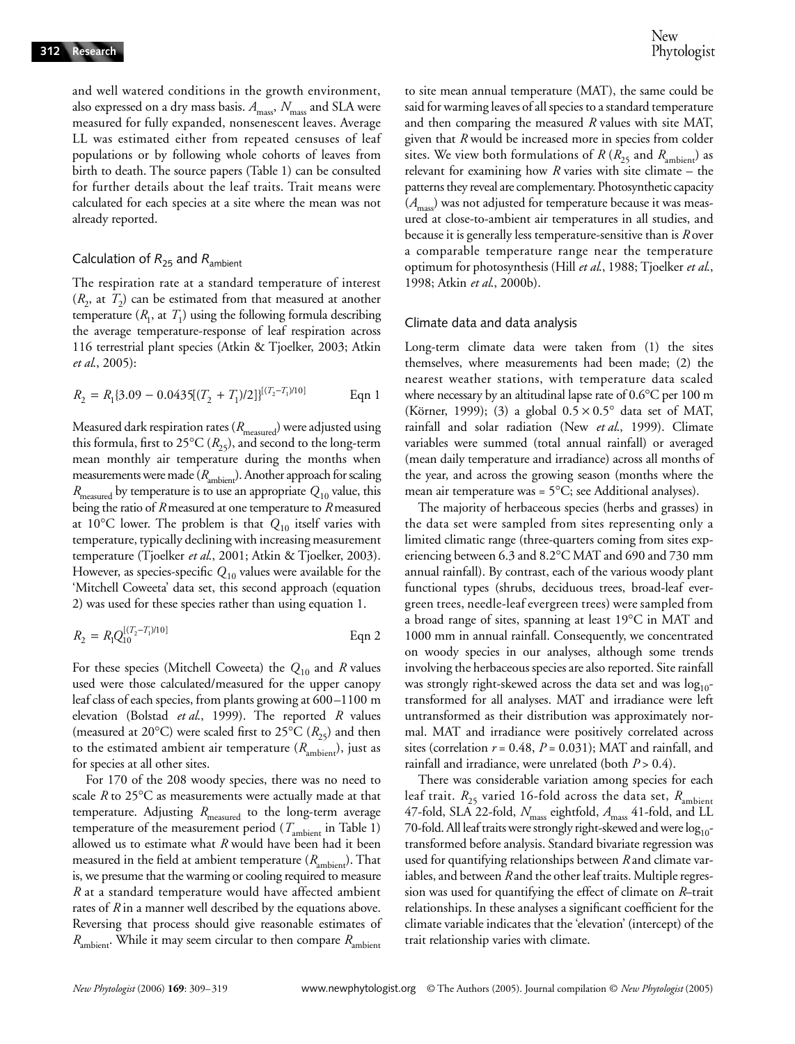and well watered conditions in the growth environment, also expressed on a dry mass basis. $A_{mass}$, $N_{mass}$ and SLA were measured for fully expanded, nonsenescent leaves. Average LL was estimated either from repeated censuses of leaf populations or by following whole cohorts of leaves from birth to death. The source papers (Table 1) can be consulted for further details about the leaf traits. Trait means were calculated for each species at a site where the mean was not already reported.

### Calculation of $R_{25}$ and $R_{ambient}$

The respiration rate at a standard temperature of interest ($R_2$, at $T_2$) can be estimated from that measured at another temperature ($R_1$, at $T_1$) using the following formula describing the average temperature-response of leaf respiration across 116 terrestrial plant species (Atkin & Tjoelker, 2003; Atkin *et al.*, 2005):

$$R_2 = R_1\{3.09 - 0.0435[(T_2 + T_1)/2]\}^{[(T_2 - T_1)/10]} \qquad \text{Eqn 1}$$

Measured dark respiration rates ($R_{measured}$) were adjusted using this formula, first to 25°C ($R_{25}$), and second to the long-term mean monthly air temperature during the months when measurements were made ($R_{ambient}$). Another approach for scaling $R_{measured}$ by temperature is to use an appropriate $Q_{10}$ value, this being the ratio of $R$ measured at one temperature to $R$ measured at 10°C lower. The problem is that $Q_{10}$ itself varies with temperature, typically declining with increasing measurement temperature (Tjoelker *et al.*, 2001; Atkin & Tjoelker, 2003). However, as species-specific $Q_{10}$ values were available for the 'Mitchell Coweeta' data set, this second approach (equation 2) was used for these species rather than using equation 1.

$$R_2 = R_1 Q_{10}^{[(T_2 - T_1)/10]} \qquad \text{Eqn 2}$$

For these species (Mitchell Coweeta) the $Q_{10}$ and $R$ values used were those calculated/measured for the upper canopy leaf class of each species, from plants growing at 600–1100 m elevation (Bolstad *et al.*, 1999). The reported $R$ values (measured at 20°C) were scaled first to 25°C ($R_{25}$) and then to the estimated ambient air temperature ($R_{ambient}$), just as for species at all other sites.

For 170 of the 208 woody species, there was no need to scale $R$ to 25°C as measurements were actually made at that temperature. Adjusting $R_{measured}$ to the long-term average temperature of the measurement period ($T_{ambient}$ in Table 1) allowed us to estimate what $R$ would have been had it been measured in the field at ambient temperature ($R_{ambient}$). That is, we presume that the warming or cooling required to measure $R$ at a standard temperature would have affected ambient rates of $R$ in a manner well described by the equations above. Reversing that process should give reasonable estimates of $R_{ambient}$. While it may seem circular to then compare $R_{ambient}$ to site mean annual temperature (MAT), the same could be said for warming leaves of all species to a standard temperature and then comparing the measured $R$ values with site MAT, given that $R$ would be increased more in species from colder sites. We view both formulations of $R$ ($R_{25}$ and $R_{ambient}$) as relevant for examining how $R$ varies with site climate – the patterns they reveal are complementary. Photosynthetic capacity ($A_{mass}$) was not adjusted for temperature because it was measured at close-to-ambient air temperatures in all studies, and because it is generally less temperature-sensitive than is $R$ over a comparable temperature range near the temperature optimum for photosynthesis (Hill *et al.*, 1988; Tjoelker *et al.*, 1998; Atkin *et al.*, 2000b).

### Climate data and data analysis

Long-term climate data were taken from (1) the sites themselves, where measurements had been made; (2) the nearest weather stations, with temperature data scaled where necessary by an altitudinal lapse rate of 0.6°C per 100 m (Körner, 1999); (3) a global $0.5 \times 0.5°$ data set of MAT, rainfall and solar radiation (New *et al.*, 1999). Climate variables were summed (total annual rainfall) or averaged (mean daily temperature and irradiance) across all months of the year, and across the growing season (months where the mean air temperature was = 5°C; see Additional analyses).

The majority of herbaceous species (herbs and grasses) in the data set were sampled from sites representing only a limited climatic range (three-quarters coming from sites experiencing between 6.3 and 8.2°C MAT and 690 and 730 mm annual rainfall). By contrast, each of the various woody plant functional types (shrubs, deciduous trees, broad-leaf evergreen trees, needle-leaf evergreen trees) were sampled from a broad range of sites, spanning at least 19°C in MAT and 1000 mm in annual rainfall. Consequently, we concentrated on woody species in our analyses, although some trends involving the herbaceous species are also reported. Site rainfall was strongly right-skewed across the data set and was $\log_{10}$-transformed for all analyses. MAT and irradiance were left untransformed as their distribution was approximately normal. MAT and irradiance were positively correlated across sites (correlation $r = 0.48$, $P = 0.031$); MAT and rainfall, and rainfall and irradiance, were unrelated (both $P > 0.4$).

There was considerable variation among species for each leaf trait. $R_{25}$ varied 16-fold across the data set, $R_{ambient}$ 47-fold, SLA 22-fold, $N_{mass}$ eightfold, $A_{mass}$ 41-fold, and LL 70-fold. All leaf traits were strongly right-skewed and were $\log_{10}$-transformed before analysis. Standard bivariate regression was used for quantifying relationships between $R$ and climate variables, and between $R$ and the other leaf traits. Multiple regression was used for quantifying the effect of climate on $R$–trait relationships. In these analyses a significant coefficient for the climate variable indicates that the 'elevation' (intercept) of the trait relationship varies with climate.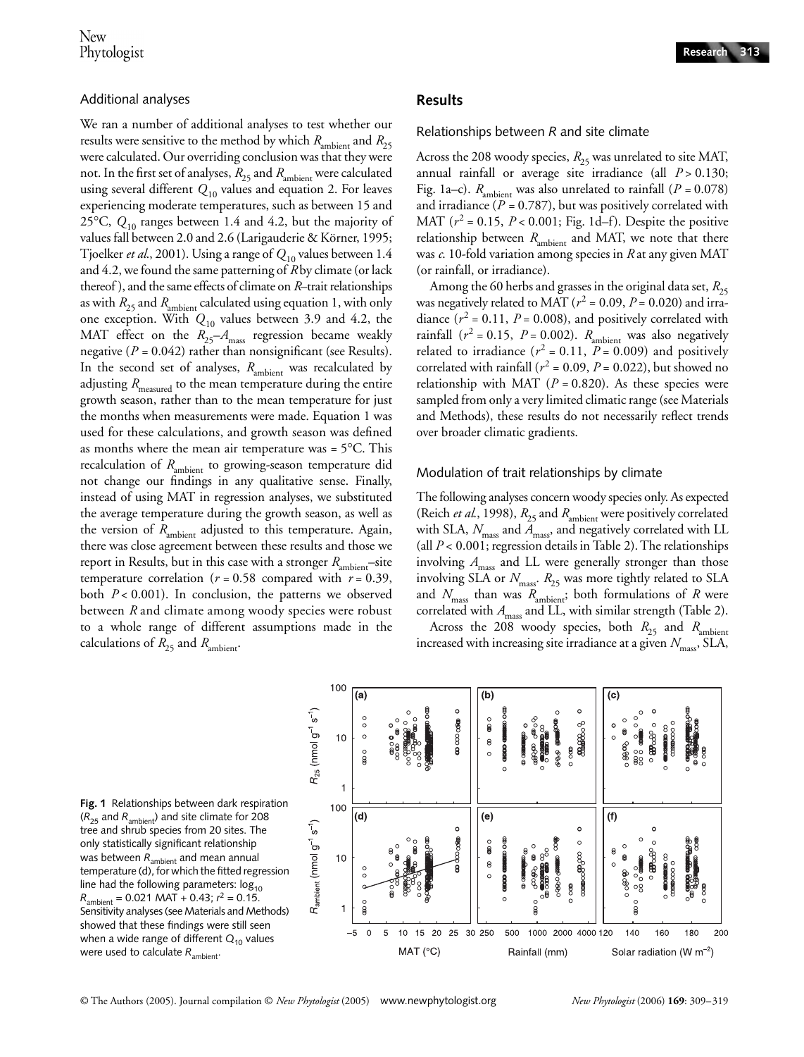## Additional analyses

We ran a number of additional analyses to test whether our results were sensitive to the method by which $R_{ambient}$ and $R_{25}$ were calculated. Our overriding conclusion was that they were not. In the first set of analyses, $R_{25}$ and $R_{ambient}$ were calculated using several different $Q_{10}$ values and equation 2. For leaves experiencing moderate temperatures, such as between 15 and 25°C, $Q_{10}$ ranges between 1.4 and 4.2, but the majority of values fall between 2.0 and 2.6 (Larigauderie & Körner, 1995; Tjoelker *et al.*, 2001). Using a range of $Q_{10}$ values between 1.4 and 4.2, we found the same patterning of *R* by climate (or lack thereof), and the same effects of climate on *R*–trait relationships as with $R_{25}$ and $R_{ambient}$ calculated using equation 1, with only one exception. With $Q_{10}$ values between 3.9 and 4.2, the MAT effect on the $R_{25}$–$A_{mass}$ regression became weakly negative ($P = 0.042$) rather than nonsignificant (see Results). In the second set of analyses, $R_{ambient}$ was recalculated by adjusting $R_{measured}$ to the mean temperature during the entire growth season, rather than to the mean temperature for just the months when measurements were made. Equation 1 was used for these calculations, and growth season was defined as months where the mean air temperature was = 5°C. This recalculation of $R_{ambient}$ to growing-season temperature did not change our findings in any qualitative sense. Finally, instead of using MAT in regression analyses, we substituted the average temperature during the growth season, as well as the version of $R_{ambient}$ adjusted to this temperature. Again, there was close agreement between these results and those we report in Results, but in this case with a stronger $R_{ambient}$–site temperature correlation ($r = 0.58$ compared with $r = 0.39$, both $P < 0.001$). In conclusion, the patterns we observed between *R* and climate among woody species were robust to a whole range of different assumptions made in the calculations of $R_{25}$ and $R_{ambient}$.

## Results

### Relationships between *R* and site climate

Across the 208 woody species, $R_{25}$ was unrelated to site MAT, annual rainfall or average site irradiance (all $P > 0.130$; Fig. 1a–c). $R_{ambient}$ was also unrelated to rainfall ($P = 0.078$) and irradiance ($P = 0.787$), but was positively correlated with MAT ($r^2 = 0.15$, $P < 0.001$; Fig. 1d–f). Despite the positive relationship between $R_{ambient}$ and MAT, we note that there was *c.* 10-fold variation among species in *R* at any given MAT (or rainfall, or irradiance).

Among the 60 herbs and grasses in the original data set, $R_{25}$ was negatively related to MAT ($r^2 = 0.09$, $P = 0.020$) and irradiance ($r^2 = 0.11$, $P = 0.008$), and positively correlated with rainfall ($r^2 = 0.15$, $P = 0.002$). $R_{ambient}$ was also negatively related to irradiance ($r^2 = 0.11$, $P = 0.009$) and positively correlated with rainfall ($r^2 = 0.09$, $P = 0.022$), but showed no relationship with MAT ($P = 0.820$). As these species were sampled from only a very limited climatic range (see Materials and Methods), these results do not necessarily reflect trends over broader climatic gradients.

### Modulation of trait relationships by climate

The following analyses concern woody species only. As expected (Reich *et al.*, 1998), $R_{25}$ and $R_{ambient}$ were positively correlated with SLA, $N_{mass}$ and $A_{mass}$, and negatively correlated with LL (all $P < 0.001$; regression details in Table 2). The relationships involving $A_{mass}$ and LL were generally stronger than those involving SLA or $N_{mass}$. $R_{25}$ was more tightly related to SLA and $N_{mass}$ than was $R_{ambient}$; both formulations of *R* were correlated with $A_{mass}$ and LL, with similar strength (Table 2).

Across the 208 woody species, both $R_{25}$ and $R_{ambient}$ increased with increasing site irradiance at a given $N_{mass}$, SLA,

**Fig. 1** Relationships between dark respiration ($R_{25}$ and $R_{ambient}$) and site climate for 208 tree and shrub species from 20 sites. The only statistically significant relationship was between $R_{ambient}$ and mean annual temperature (d), for which the fitted regression line had the following parameters: $\log_{10} R_{ambient} = 0.021\ \text{MAT} + 0.43$; $r^2 = 0.15$. Sensitivity analyses (see Materials and Methods) showed that these findings were still seen when a wide range of different $Q_{10}$ values were used to calculate $R_{ambient}$.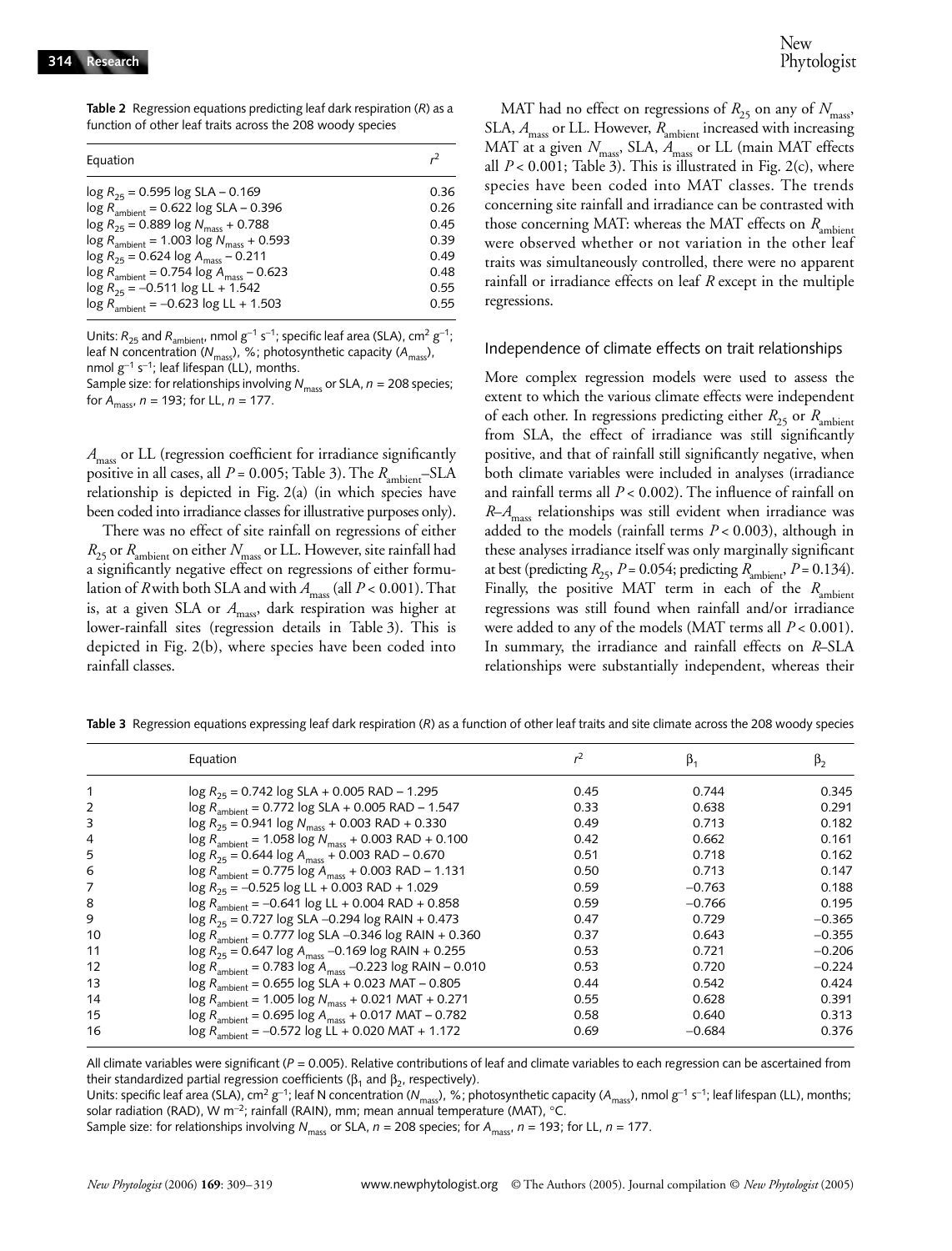**Table 2** Regression equations predicting leaf dark respiration ($R$) as a function of other leaf traits across the 208 woody species

| Equation | $r^2$ |
|---|---|
| $\log R_{25} = 0.595 \log \text{SLA} - 0.169$ | 0.36 |
| $\log R_{\text{ambient}} = 0.622 \log \text{SLA} - 0.396$ | 0.26 |
| $\log R_{25} = 0.889 \log N_{\text{mass}} + 0.788$ | 0.45 |
| $\log R_{\text{ambient}} = 1.003 \log N_{\text{mass}} + 0.593$ | 0.39 |
| $\log R_{25} = 0.624 \log A_{\text{mass}} - 0.211$ | 0.49 |
| $\log R_{\text{ambient}} = 0.754 \log A_{\text{mass}} - 0.623$ | 0.48 |
| $\log R_{25} = -0.511 \log \text{LL} + 1.542$ | 0.55 |
| $\log R_{\text{ambient}} = -0.623 \log \text{LL} + 1.503$ | 0.55 |

Units: $R_{25}$ and $R_{\text{ambient}}$, nmol g$^{-1}$ s$^{-1}$; specific leaf area (SLA), cm$^2$ g$^{-1}$; leaf N concentration ($N_{\text{mass}}$), %; photosynthetic capacity ($A_{\text{mass}}$), nmol g$^{-1}$ s$^{-1}$; leaf lifespan (LL), months.
Sample size: for relationships involving $N_{\text{mass}}$ or SLA, $n$ = 208 species; for $A_{\text{mass}}$, $n$ = 193; for LL, $n$ = 177.

$A_{\text{mass}}$ or LL (regression coefficient for irradiance significantly positive in all cases, all $P = 0.005$; Table 3). The $R_{\text{ambient}}$–SLA relationship is depicted in Fig. 2(a) (in which species have been coded into irradiance classes for illustrative purposes only).

There was no effect of site rainfall on regressions of either $R_{25}$ or $R_{\text{ambient}}$ on either $N_{\text{mass}}$ or LL. However, site rainfall had a significantly negative effect on regressions of either formulation of $R$ with both SLA and with $A_{\text{mass}}$ (all $P < 0.001$). That is, at a given SLA or $A_{\text{mass}}$, dark respiration was higher at lower-rainfall sites (regression details in Table 3). This is depicted in Fig. 2(b), where species have been coded into rainfall classes.

MAT had no effect on regressions of $R_{25}$ on any of $N_{\text{mass}}$, SLA, $A_{\text{mass}}$ or LL. However, $R_{\text{ambient}}$ increased with increasing MAT at a given $N_{\text{mass}}$, SLA, $A_{\text{mass}}$ or LL (main MAT effects all $P < 0.001$; Table 3). This is illustrated in Fig. 2(c), where species have been coded into MAT classes. The trends concerning site rainfall and irradiance can be contrasted with those concerning MAT: whereas the MAT effects on $R_{\text{ambient}}$ were observed whether or not variation in the other leaf traits was simultaneously controlled, there were no apparent rainfall or irradiance effects on leaf $R$ except in the multiple regressions.

## Independence of climate effects on trait relationships

More complex regression models were used to assess the extent to which the various climate effects were independent of each other. In regressions predicting either $R_{25}$ or $R_{\text{ambient}}$ from SLA, the effect of irradiance was still significantly positive, and that of rainfall still significantly negative, when both climate variables were included in analyses (irradiance and rainfall terms all $P < 0.002$). The influence of rainfall on $R$–$A_{\text{mass}}$ relationships was still evident when irradiance was added to the models (rainfall terms $P < 0.003$), although in these analyses irradiance itself was only marginally significant at best (predicting $R_{25}$, $P = 0.054$; predicting $R_{\text{ambient}}$, $P = 0.134$). Finally, the positive MAT term in each of the $R_{\text{ambient}}$ regressions was still found when rainfall and/or irradiance were added to any of the models (MAT terms all $P < 0.001$). In summary, the irradiance and rainfall effects on $R$–SLA relationships were substantially independent, whereas their

**Table 3** Regression equations expressing leaf dark respiration ($R$) as a function of other leaf traits and site climate across the 208 woody species

| | Equation | $r^2$ | $\beta_1$ | $\beta_2$ |
|---|---|---|---|---|
| 1 | $\log R_{25} = 0.742 \log \text{SLA} + 0.005\ \text{RAD} - 1.295$ | 0.45 | 0.744 | 0.345 |
| 2 | $\log R_{\text{ambient}} = 0.772 \log \text{SLA} + 0.005\ \text{RAD} - 1.547$ | 0.33 | 0.638 | 0.291 |
| 3 | $\log R_{25} = 0.941 \log N_{\text{mass}} + 0.003\ \text{RAD} + 0.330$ | 0.49 | 0.713 | 0.182 |
| 4 | $\log R_{\text{ambient}} = 1.058 \log N_{\text{mass}} + 0.003\ \text{RAD} + 0.100$ | 0.42 | 0.662 | 0.161 |
| 5 | $\log R_{25} = 0.644 \log A_{\text{mass}} + 0.003\ \text{RAD} - 0.670$ | 0.51 | 0.718 | 0.162 |
| 6 | $\log R_{\text{ambient}} = 0.775 \log A_{\text{mass}} + 0.003\ \text{RAD} - 1.131$ | 0.50 | 0.713 | 0.147 |
| 7 | $\log R_{25} = -0.525 \log \text{LL} + 0.003\ \text{RAD} + 1.029$ | 0.59 | −0.763 | 0.188 |
| 8 | $\log R_{\text{ambient}} = -0.641 \log \text{LL} + 0.004\ \text{RAD} + 0.858$ | 0.59 | −0.766 | 0.195 |
| 9 | $\log R_{25} = 0.727 \log \text{SLA} - 0.294 \log \text{RAIN} + 0.473$ | 0.47 | 0.729 | −0.365 |
| 10 | $\log R_{\text{ambient}} = 0.777 \log \text{SLA} - 0.346 \log \text{RAIN} + 0.360$ | 0.37 | 0.643 | −0.355 |
| 11 | $\log R_{25} = 0.647 \log A_{\text{mass}} - 0.169 \log \text{RAIN} + 0.255$ | 0.53 | 0.721 | −0.206 |
| 12 | $\log R_{\text{ambient}} = 0.783 \log A_{\text{mass}} - 0.223 \log \text{RAIN} - 0.010$ | 0.53 | 0.720 | −0.224 |
| 13 | $\log R_{\text{ambient}} = 0.655 \log \text{SLA} + 0.023\ \text{MAT} - 0.805$ | 0.44 | 0.542 | 0.424 |
| 14 | $\log R_{\text{ambient}} = 1.005 \log N_{\text{mass}} + 0.021\ \text{MAT} + 0.271$ | 0.55 | 0.628 | 0.391 |
| 15 | $\log R_{\text{ambient}} = 0.695 \log A_{\text{mass}} + 0.017\ \text{MAT} - 0.782$ | 0.58 | 0.640 | 0.313 |
| 16 | $\log R_{\text{ambient}} = -0.572 \log \text{LL} + 0.020\ \text{MAT} + 1.172$ | 0.69 | −0.684 | 0.376 |

All climate variables were significant ($P = 0.005$). Relative contributions of leaf and climate variables to each regression can be ascertained from their standardized partial regression coefficients ($\beta_1$ and $\beta_2$, respectively).
Units: specific leaf area (SLA), cm$^2$ g$^{-1}$; leaf N concentration ($N_{\text{mass}}$), %; photosynthetic capacity ($A_{\text{mass}}$), nmol g$^{-1}$ s$^{-1}$; leaf lifespan (LL), months; solar radiation (RAD), W m$^{-2}$; rainfall (RAIN), mm; mean annual temperature (MAT), °C.
Sample size: for relationships involving $N_{\text{mass}}$ or SLA, $n$ = 208 species; for $A_{\text{mass}}$, $n$ = 193; for LL, $n$ = 177.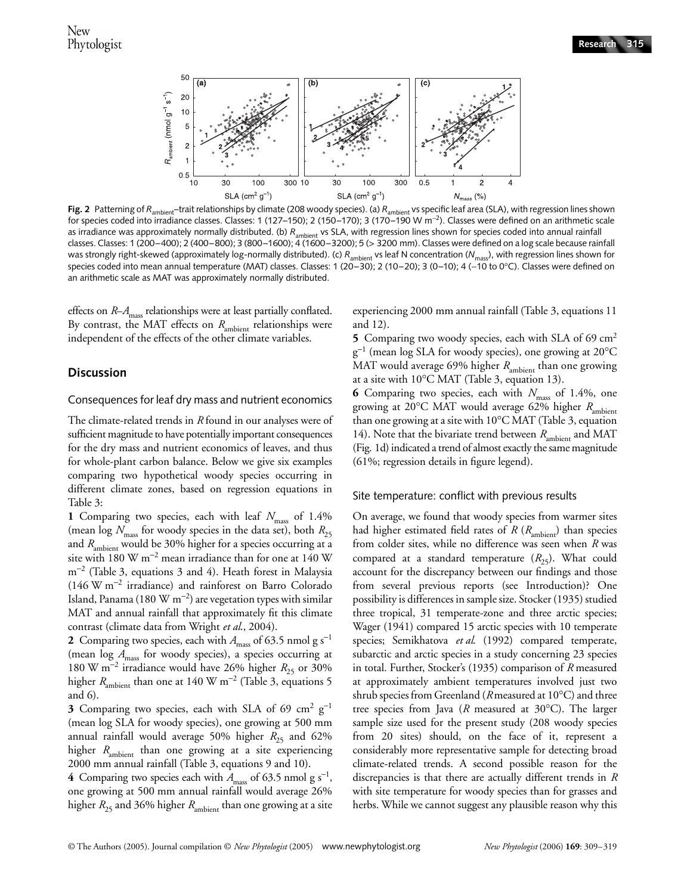**Fig. 2** Patterning of $R_{ambient}$–trait relationships by climate (208 woody species). (a) $R_{ambient}$ vs specific leaf area (SLA), with regression lines shown for species coded into irradiance classes. Classes: 1 (127–150); 2 (150–170); 3 (170–190 W $m^{-2}$). Classes were defined on an arithmetic scale as irradiance was approximately normally distributed. (b) $R_{ambient}$ vs SLA, with regression lines shown for species coded into annual rainfall classes. Classes: 1 (200–400); 2 (400–800); 3 (800–1600); 4 (1600–3200); 5 (> 3200 mm). Classes were defined on a log scale because rainfall was strongly right-skewed (approximately log-normally distributed). (c) $R_{ambient}$ vs leaf N concentration ($N_{mass}$), with regression lines shown for species coded into mean annual temperature (MAT) classes. Classes: 1 (20–30); 2 (10–20); 3 (0–10); 4 (–10 to 0°C). Classes were defined on an arithmetic scale as MAT was approximately normally distributed.

effects on $R$–$A_{mass}$ relationships were at least partially conflated. By contrast, the MAT effects on $R_{ambient}$ relationships were independent of the effects of the other climate variables.

## Discussion

### Consequences for leaf dry mass and nutrient economics

The climate-related trends in $R$ found in our analyses were of sufficient magnitude to have potentially important consequences for the dry mass and nutrient economics of leaves, and thus for whole-plant carbon balance. Below we give six examples comparing two hypothetical woody species occurring in different climate zones, based on regression equations in Table 3:

**1** Comparing two species, each with leaf $N_{mass}$ of 1.4% (mean log $N_{mass}$ for woody species in the data set), both $R_{25}$ and $R_{ambient}$ would be 30% higher for a species occurring at a site with 180 W $m^{-2}$ mean irradiance than for one at 140 W $m^{-2}$ (Table 3, equations 3 and 4). Heath forest in Malaysia (146 W $m^{-2}$ irradiance) and rainforest on Barro Colorado Island, Panama (180 W $m^{-2}$) are vegetation types with similar MAT and annual rainfall that approximately fit this climate contrast (climate data from Wright *et al.*, 2004).

**2** Comparing two species, each with $A_{mass}$ of 63.5 nmol g $s^{-1}$ (mean log $A_{mass}$ for woody species), a species occurring at 180 W $m^{-2}$ irradiance would have 26% higher $R_{25}$ or 30% higher $R_{ambient}$ than one at 140 W $m^{-2}$ (Table 3, equations 5 and 6).

**3** Comparing two species, each with SLA of 69 $cm^2$ $g^{-1}$ (mean log SLA for woody species), one growing at 500 mm annual rainfall would average 50% higher $R_{25}$ and 62% higher $R_{ambient}$ than one growing at a site experiencing 2000 mm annual rainfall (Table 3, equations 9 and 10).

**4** Comparing two species each with $A_{mass}$ of 63.5 nmol g $s^{-1}$, one growing at 500 mm annual rainfall would average 26% higher $R_{25}$ and 36% higher $R_{ambient}$ than one growing at a site experiencing 2000 mm annual rainfall (Table 3, equations 11 and 12).

**5** Comparing two woody species, each with SLA of 69 $cm^2$ $g^{-1}$ (mean log SLA for woody species), one growing at 20°C MAT would average 69% higher $R_{ambient}$ than one growing at a site with 10°C MAT (Table 3, equation 13).

**6** Comparing two species, each with $N_{mass}$ of 1.4%, one growing at 20°C MAT would average 62% higher $R_{ambient}$ than one growing at a site with 10°C MAT (Table 3, equation 14). Note that the bivariate trend between $R_{ambient}$ and MAT (Fig. 1d) indicated a trend of almost exactly the same magnitude (61%; regression details in figure legend).

### Site temperature: conflict with previous results

On average, we found that woody species from warmer sites had higher estimated field rates of $R$ ($R_{ambient}$) than species from colder sites, while no difference was seen when $R$ was compared at a standard temperature ($R_{25}$). What could account for the discrepancy between our findings and those from several previous reports (see Introduction)? One possibility is differences in sample size. Stocker (1935) studied three tropical, 31 temperate-zone and three arctic species; Wager (1941) compared 15 arctic species with 10 temperate species; Semikhatova *et al.* (1992) compared temperate, subarctic and arctic species in a study concerning 23 species in total. Further, Stocker's (1935) comparison of $R$ measured at approximately ambient temperatures involved just two shrub species from Greenland ($R$ measured at 10°C) and three tree species from Java ($R$ measured at 30°C). The larger sample size used for the present study (208 woody species from 20 sites) should, on the face of it, represent a considerably more representative sample for detecting broad climate-related trends. A second possible reason for the discrepancies is that there are actually different trends in $R$ with site temperature for woody species than for grasses and herbs. While we cannot suggest any plausible reason why this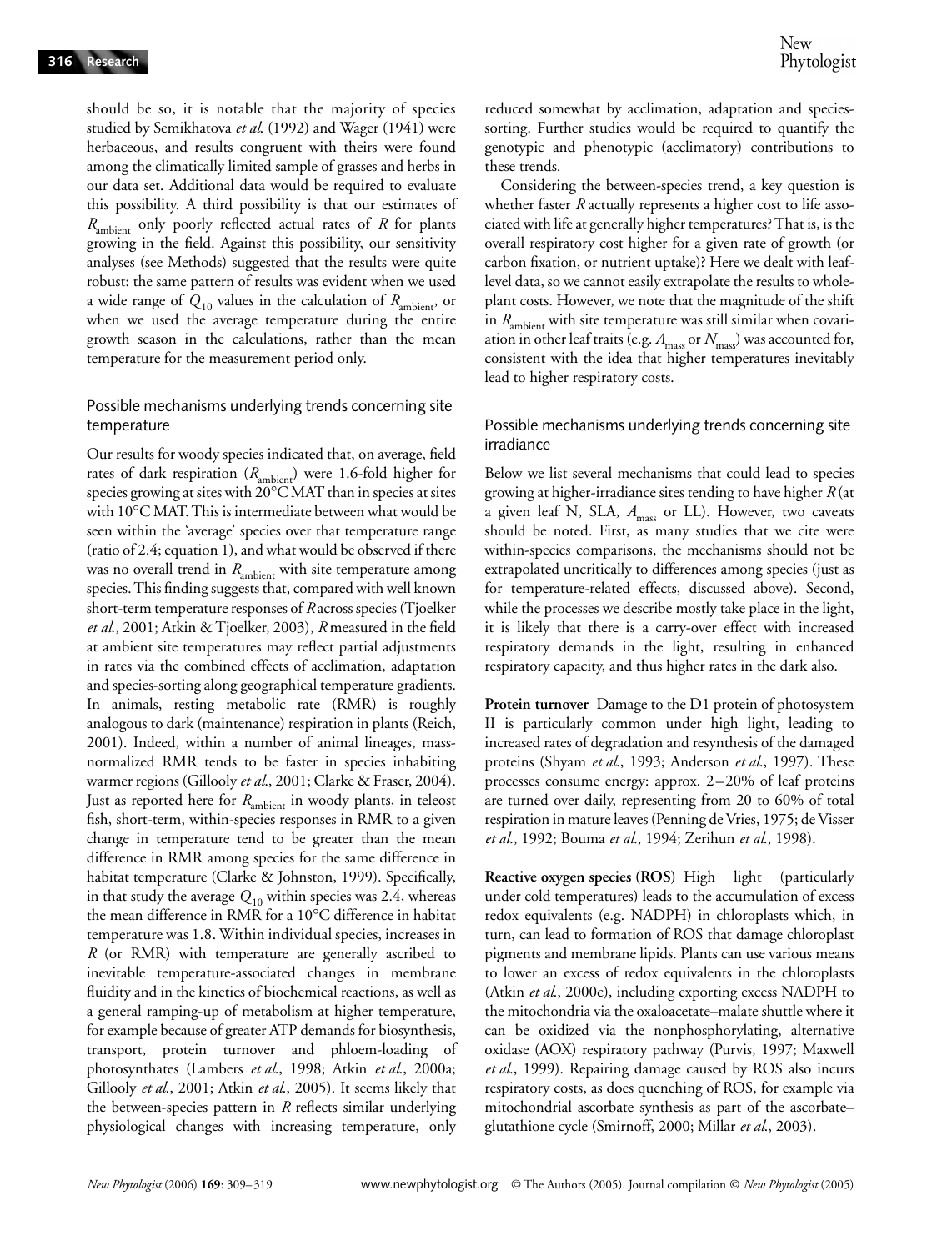should be so, it is notable that the majority of species studied by Semikhatova *et al.* (1992) and Wager (1941) were herbaceous, and results congruent with theirs were found among the climatically limited sample of grasses and herbs in our data set. Additional data would be required to evaluate this possibility. A third possibility is that our estimates of $R_{\text{ambient}}$ only poorly reflected actual rates of $R$ for plants growing in the field. Against this possibility, our sensitivity analyses (see Methods) suggested that the results were quite robust: the same pattern of results was evident when we used a wide range of $Q_{10}$ values in the calculation of $R_{\text{ambient}}$, or when we used the average temperature during the entire growth season in the calculations, rather than the mean temperature for the measurement period only.

### Possible mechanisms underlying trends concerning site temperature

Our results for woody species indicated that, on average, field rates of dark respiration ($R_{\text{ambient}}$) were 1.6-fold higher for species growing at sites with 20°C MAT than in species at sites with 10°C MAT. This is intermediate between what would be seen within the 'average' species over that temperature range (ratio of 2.4; equation 1), and what would be observed if there was no overall trend in $R_{\text{ambient}}$ with site temperature among species. This finding suggests that, compared with well known short-term temperature responses of $R$ across species (Tjoelker *et al.*, 2001; Atkin & Tjoelker, 2003), $R$ measured in the field at ambient site temperatures may reflect partial adjustments in rates via the combined effects of acclimation, adaptation and species-sorting along geographical temperature gradients. In animals, resting metabolic rate (RMR) is roughly analogous to dark (maintenance) respiration in plants (Reich, 2001). Indeed, within a number of animal lineages, mass-normalized RMR tends to be faster in species inhabiting warmer regions (Gillooly *et al.*, 2001; Clarke & Fraser, 2004). Just as reported here for $R_{\text{ambient}}$ in woody plants, in teleost fish, short-term, within-species responses in RMR to a given change in temperature tend to be greater than the mean difference in RMR among species for the same difference in habitat temperature (Clarke & Johnston, 1999). Specifically, in that study the average $Q_{10}$ within species was 2.4, whereas the mean difference in RMR for a 10°C difference in habitat temperature was 1.8. Within individual species, increases in $R$ (or RMR) with temperature are generally ascribed to inevitable temperature-associated changes in membrane fluidity and in the kinetics of biochemical reactions, as well as a general ramping-up of metabolism at higher temperature, for example because of greater ATP demands for biosynthesis, transport, protein turnover and phloem-loading of photosynthates (Lambers *et al.*, 1998; Atkin *et al.*, 2000a; Gillooly *et al.*, 2001; Atkin *et al.*, 2005). It seems likely that the between-species pattern in $R$ reflects similar underlying physiological changes with increasing temperature, only reduced somewhat by acclimation, adaptation and species-sorting. Further studies would be required to quantify the genotypic and phenotypic (acclimatory) contributions to these trends.

Considering the between-species trend, a key question is whether faster $R$ actually represents a higher cost to life associated with life at generally higher temperatures? That is, is the overall respiratory cost higher for a given rate of growth (or carbon fixation, or nutrient uptake)? Here we dealt with leaf-level data, so we cannot easily extrapolate the results to whole-plant costs. However, we note that the magnitude of the shift in $R_{\text{ambient}}$ with site temperature was still similar when covariation in other leaf traits (e.g. $A_{\text{mass}}$ or $N_{\text{mass}}$) was accounted for, consistent with the idea that higher temperatures inevitably lead to higher respiratory costs.

### Possible mechanisms underlying trends concerning site irradiance

Below we list several mechanisms that could lead to species growing at higher-irradiance sites tending to have higher $R$ (at a given leaf N, SLA, $A_{\text{mass}}$ or LL). However, two caveats should be noted. First, as many studies that we cite were within-species comparisons, the mechanisms should not be extrapolated uncritically to differences among species (just as for temperature-related effects, discussed above). Second, while the processes we describe mostly take place in the light, it is likely that there is a carry-over effect with increased respiratory demands in the light, resulting in enhanced respiratory capacity, and thus higher rates in the dark also.

**Protein turnover** Damage to the D1 protein of photosystem II is particularly common under high light, leading to increased rates of degradation and resynthesis of the damaged proteins (Shyam *et al.*, 1993; Anderson *et al.*, 1997). These processes consume energy: approx. 2–20% of leaf proteins are turned over daily, representing from 20 to 60% of total respiration in mature leaves (Penning de Vries, 1975; de Visser *et al.*, 1992; Bouma *et al.*, 1994; Zerihun *et al.*, 1998).

**Reactive oxygen species (ROS)** High light (particularly under cold temperatures) leads to the accumulation of excess redox equivalents (e.g. NADPH) in chloroplasts which, in turn, can lead to formation of ROS that damage chloroplast pigments and membrane lipids. Plants can use various means to lower an excess of redox equivalents in the chloroplasts (Atkin *et al.*, 2000c), including exporting excess NADPH to the mitochondria via the oxaloacetate–malate shuttle where it can be oxidized via the nonphosphorylating, alternative oxidase (AOX) respiratory pathway (Purvis, 1997; Maxwell *et al.*, 1999). Repairing damage caused by ROS also incurs respiratory costs, as does quenching of ROS, for example via mitochondrial ascorbate synthesis as part of the ascorbate–glutathione cycle (Smirnoff, 2000; Millar *et al.*, 2003).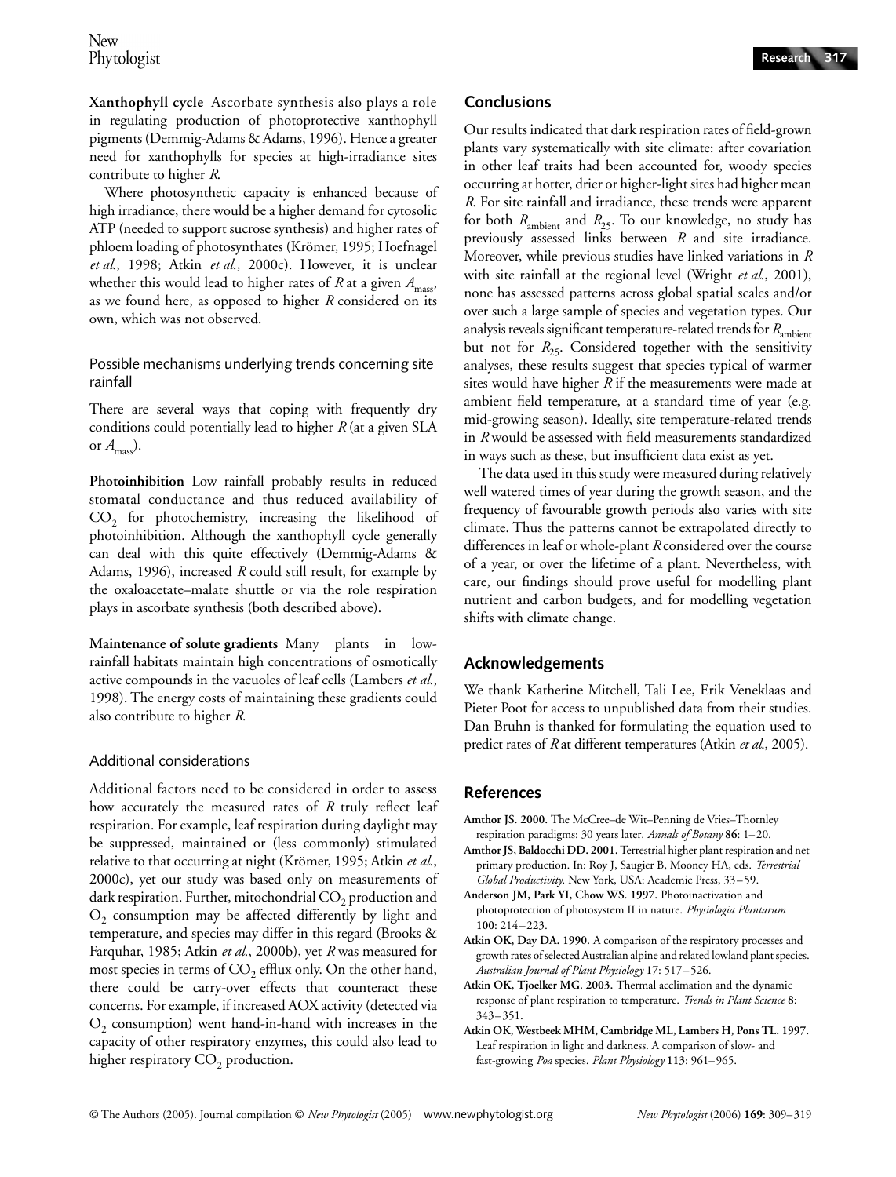**Xanthophyll cycle** Ascorbate synthesis also plays a role in regulating production of photoprotective xanthophyll pigments (Demmig-Adams & Adams, 1996). Hence a greater need for xanthophylls for species at high-irradiance sites contribute to higher *R*.

Where photosynthetic capacity is enhanced because of high irradiance, there would be a higher demand for cytosolic ATP (needed to support sucrose synthesis) and higher rates of phloem loading of photosynthates (Krömer, 1995; Hoefnagel *et al.*, 1998; Atkin *et al.*, 2000c). However, it is unclear whether this would lead to higher rates of *R* at a given $A_{mass}$, as we found here, as opposed to higher *R* considered on its own, which was not observed.

### Possible mechanisms underlying trends concerning site rainfall

There are several ways that coping with frequently dry conditions could potentially lead to higher *R* (at a given SLA or $A_{mass}$).

**Photoinhibition** Low rainfall probably results in reduced stomatal conductance and thus reduced availability of $CO_2$ for photochemistry, increasing the likelihood of photoinhibition. Although the xanthophyll cycle generally can deal with this quite effectively (Demmig-Adams & Adams, 1996), increased *R* could still result, for example by the oxaloacetate–malate shuttle or via the role respiration plays in ascorbate synthesis (both described above).

**Maintenance of solute gradients** Many plants in low-rainfall habitats maintain high concentrations of osmotically active compounds in the vacuoles of leaf cells (Lambers *et al.*, 1998). The energy costs of maintaining these gradients could also contribute to higher *R*.

### Additional considerations

Additional factors need to be considered in order to assess how accurately the measured rates of *R* truly reflect leaf respiration. For example, leaf respiration during daylight may be suppressed, maintained or (less commonly) stimulated relative to that occurring at night (Krömer, 1995; Atkin *et al.*, 2000c), yet our study was based only on measurements of dark respiration. Further, mitochondrial $CO_2$ production and $O_2$ consumption may be affected differently by light and temperature, and species may differ in this regard (Brooks & Farquhar, 1985; Atkin *et al.*, 2000b), yet *R* was measured for most species in terms of $CO_2$ efflux only. On the other hand, there could be carry-over effects that counteract these concerns. For example, if increased AOX activity (detected via $O_2$ consumption) went hand-in-hand with increases in the capacity of other respiratory enzymes, this could also lead to higher respiratory $CO_2$ production.

## Conclusions

Our results indicated that dark respiration rates of field-grown plants vary systematically with site climate: after covariation in other leaf traits had been accounted for, woody species occurring at hotter, drier or higher-light sites had higher mean *R*. For site rainfall and irradiance, these trends were apparent for both $R_{ambient}$ and $R_{25}$. To our knowledge, no study has previously assessed links between *R* and site irradiance. Moreover, while previous studies have linked variations in *R* with site rainfall at the regional level (Wright *et al.*, 2001), none has assessed patterns across global spatial scales and/or over such a large sample of species and vegetation types. Our analysis reveals significant temperature-related trends for $R_{ambient}$ but not for $R_{25}$. Considered together with the sensitivity analyses, these results suggest that species typical of warmer sites would have higher *R* if the measurements were made at ambient field temperature, at a standard time of year (e.g. mid-growing season). Ideally, site temperature-related trends in *R* would be assessed with field measurements standardized in ways such as these, but insufficient data exist as yet.

The data used in this study were measured during relatively well watered times of year during the growth season, and the frequency of favourable growth periods also varies with site climate. Thus the patterns cannot be extrapolated directly to differences in leaf or whole-plant *R* considered over the course of a year, or over the lifetime of a plant. Nevertheless, with care, our findings should prove useful for modelling plant nutrient and carbon budgets, and for modelling vegetation shifts with climate change.

## Acknowledgements

We thank Katherine Mitchell, Tali Lee, Erik Veneklaas and Pieter Poot for access to unpublished data from their studies. Dan Bruhn is thanked for formulating the equation used to predict rates of *R* at different temperatures (Atkin *et al.*, 2005).

## References

**Amthor JS. 2000.** The McCree–de Wit–Penning de Vries–Thornley respiration paradigms: 30 years later. *Annals of Botany* **86**: 1–20.

**Amthor JS, Baldocchi DD. 2001.** Terrestrial higher plant respiration and net primary production. In: Roy J, Saugier B, Mooney HA, eds. *Terrestrial Global Productivity.* New York, USA: Academic Press, 33–59.

**Anderson JM, Park YI, Chow WS. 1997.** Photoinactivation and photoprotection of photosystem II in nature. *Physiologia Plantarum* **100**: 214–223.

**Atkin OK, Day DA. 1990.** A comparison of the respiratory processes and growth rates of selected Australian alpine and related lowland plant species. *Australian Journal of Plant Physiology* **17**: 517–526.

**Atkin OK, Tjoelker MG. 2003.** Thermal acclimation and the dynamic response of plant respiration to temperature. *Trends in Plant Science* **8**: 343–351.

**Atkin OK, Westbeek MHM, Cambridge ML, Lambers H, Pons TL. 1997.** Leaf respiration in light and darkness. A comparison of slow- and fast-growing *Poa* species. *Plant Physiology* **113**: 961–965.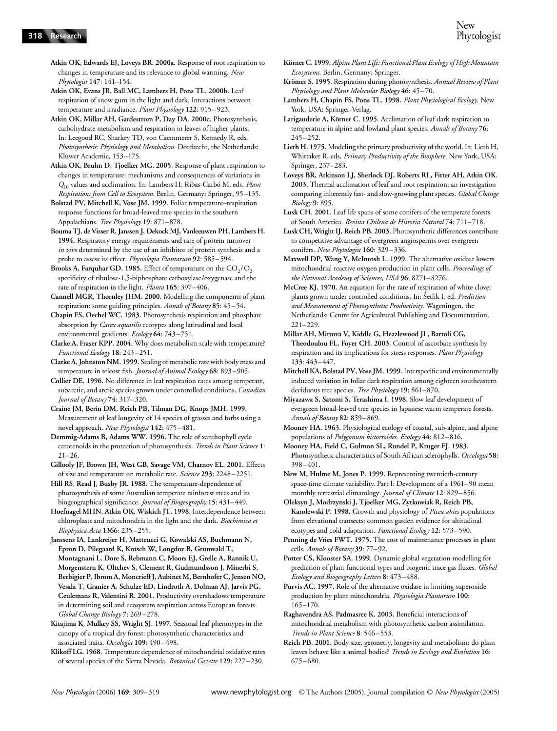**Atkin OK, Edwards EJ, Loveys BR. 2000a.** Response of root respiration to changes in temperature and its relevance to global warming. *New Phytologist* **147**: 141–154.

**Atkin OK, Evans JR, Ball MC, Lambers H, Pons TL. 2000b.** Leaf respiration of snow gum in the light and dark. Interactions between temperature and irradiance. *Plant Physiology* **122**: 915–923.

**Atkin OK, Millar AH, Gardestrom P, Day DA. 2000c.** Photosynthesis, carbohydrate metabolism and respiration in leaves of higher plants. In: Leegood RC, Sharkey TD, von Caemmerer S, Kennedy R, eds. *Photosynthesis: Physiology and Metabolism.* Dordrecht, the Netherlands: Kluwer Academic, 153–175.

**Atkin OK, Bruhn D, Tjoelker MG. 2005.** Response of plant respiration to changes in temperature: mechanisms and consequences of variations in $Q_{10}$ values and acclimation. In: Lambers H, Ribas-Carbó M, eds. *Plant Respiration: from Cell to Ecosystem.* Berlin, Germany: Springer, 95–135.

**Bolstad PV, Mitchell K, Vose JM. 1999.** Foliar temperature–respiration response functions for broad-leaved tree species in the southern Appalachians. *Tree Physiology* **19**: 871–878.

**Bouma TJ, de Visser R, Janssen J, Dekock MJ, Vanleeuwen PH, Lambers H. 1994.** Respiratory energy requirements and rate of protein turnover *in vivo* determined by the use of an inhibitor of protein synthesis and a probe to assess its effect. *Physiologia Plantarum* **92**: 585–594.

**Brooks A, Farquhar GD. 1985.** Effect of temperature on the $CO_2/O_2$ specificity of ribulose-1,5-biphosphate carboxylase/oxygenase and the rate of respiration in the light. *Planta* **165**: 397–406.

**Cannell MGR, Thornley JHM. 2000.** Modelling the components of plant respiration: some guiding principles. *Annals of Botany* **85**: 45–54.

**Chapin FS, Oechel WC. 1983.** Photosynthesis respiration and phosphate absorption by *Carex aquatilis* ecotypes along latitudinal and local environmental gradients. *Ecology* **64**: 743–751.

**Clarke A, Fraser KPP. 2004.** Why does metabolism scale with temperature? *Functional Ecology* **18**: 243–251.

**Clarke A, Johnston NM. 1999.** Scaling of metabolic rate with body mass and temperature in teleost fish. *Journal of Animal Ecology* **68**: 893–905.

**Collier DE. 1996.** No difference in leaf respiration rates among temperate, subarctic, and arctic species grown under controlled conditions. *Canadian Journal of Botany* **74**: 317–320.

**Craine JM, Berin DM, Reich PB, Tilman DG, Knops JMH. 1999.** Measurement of leaf longevity of 14 species of grasses and forbs using a novel approach. *New Phytologist* **142**: 475–481.

**Demmig-Adams B, Adams WW. 1996.** The role of xanthophyll cycle carotenoids in the protection of photosynthesis. *Trends in Plant Science* **1**: 21–26.

**Gillooly JF, Brown JH, West GB, Savage VM, Charnov EL. 2001.** Effects of size and temperature on metabolic rate. *Science* **293**: 2248–2251.

**Hill RS, Read J, Busby JR. 1988.** The temperature-dependence of photosynthesis of some Australian temperate rainforest trees and its biogeographical significance. *Journal of Biogeography* **15**: 431–449.

**Hoefnagel MHN, Atkin OK, Wiskich JT. 1998.** Interdependence between chloroplasts and mitochondria in the light and the dark. *Biochimica et Biophysica Acta* **1366**: 235–255.

**Janssens IA, Lankreijer H, Matteucci G, Kowalski AS, Buchmann N, Epron D, Pilegaard K, Kutsch W, Longdoz B, Grunwald T, Montagnani L, Dore S, Rebmann C, Moors EJ, Grelle A, Rannik U, Morgenstern K, Oltchev S, Clement R, Gudmundsson J, Minerbi S, Berbigier P, Ibrom A, Moncrieff J, Aubinet M, Bernhofer C, Jensen NO, Vesala T, Granier A, Schulze ED, Lindroth A, Dolman AJ, Jarvis PG, Ceulemans R, Valentini R. 2001.** Productivity overshadows temperature in determining soil and ecosystem respiration across European forests. *Global Change Biology* **7**: 269–278.

**Kitajima K, Mulkey SS, Wright SJ. 1997.** Seasonal leaf phenotypes in the canopy of a tropical dry forest: photosynthetic characteristics and associated traits. *Oecologia* **109**: 490–498.

**Klikoff LG. 1968.** Temperature dependence of mitochondrial oxidative rates of several species of the Sierra Nevada. *Botanical Gazette* **129**: 227–230.

**Körner C. 1999.** *Alpine Plant Life: Functional Plant Ecology of High Mountain Ecosystems.* Berlin, Germany: Springer.

**Krömer S. 1995.** Respiration during photosynthesis. *Annual Review of Plant Physiology and Plant Molecular Biology* **46**: 45–70.

**Lambers H, Chapin FS, Pons TL. 1998.** *Plant Physiological Ecology.* New York, USA: Springer-Verlag.

**Larigauderie A, Körner C. 1995.** Acclimation of leaf dark respiration to temperature in alpine and lowland plant species. *Annals of Botany* **76**: 245–252.

**Lieth H. 1975.** Modeling the primary productivity of the world. In: Lieth H, Whittaker R, eds. *Primary Productivity of the Biosphere.* New York, USA: Springer, 237–283.

**Loveys BR, Atkinson LJ, Sherlock DJ, Roberts RL, Fitter AH, Atkin OK. 2003.** Thermal acclimation of leaf and root respiration: an investigation comparing inherently fast- and slow-growing plant species. *Global Change Biology* **9**: 895.

**Lusk CH. 2001.** Leaf life spans of some conifers of the temperate forests of South America. *Revista Chilena de Historia Natural* **74**: 711–718.

**Lusk CH, Wright IJ, Reich PB. 2003.** Photosynthetic differences contribute to competitive advantage of evergreen angiosperms over evergreen conifers. *New Phytologist* **160**: 329–336.

**Maxwell DP, Wang Y, McIntosh L. 1999.** The alternative oxidase lowers mitochondrial reactive oxygen production in plant cells. *Proceedings of the National Academy of Sciences, USA* **96**: 8271–8276.

**McCree KJ. 1970.** An equation for the rate of respiration of white clover plants grown under controlled conditions. In: Šetlik I, ed. *Prediction and Measurement of Photosynthetic Productivity.* Wageningen, the Netherlands: Centre for Agricultural Publishing and Documentation, 221–229.

**Millar AH, Mittova V, Kiddle G, Heazlewood JL, Bartoli CG, Theodoulou FL, Foyer CH. 2003.** Control of ascorbate synthesis by respiration and its implications for stress responses. *Plant Physiology* **133**: 443–447.

**Mitchell KA, Bolstad PV, Vose JM. 1999.** Interspecific and environmentally induced variation in foliar dark respiration among eighteen southeastern deciduous tree species. *Tree Physiology* **19**: 861–870.

**Miyazawa S, Satomi S, Terashima I. 1998.** Slow leaf development of evergreen broad-leaved tree species in Japanese warm temperate forests. *Annals of Botany* **82**: 859–869.

**Mooney HA. 1963.** Physiological ecology of coastal, sub-alpine, and alpine populations of *Polygonum bistortoides. Ecology* **44**: 812–816.

**Mooney HA, Field C, Gulmon SL, Rundel P, Kruger FJ. 1983.** Photosynthetic characteristics of South African sclerophylls. *Oecologia* **58**: 398–401.

**New M, Hulme M, Jones P. 1999.** Representing twentieth-century space-time climate variability. Part I: Development of a 1961–90 mean monthly terrestrial climatology. *Journal of Climate* **12**: 829–856.

**Oleksyn J, Modrzynski J, Tjoelker MG, Zytkowiak R, Reich PB, Karolewski P. 1998.** Growth and physiology of *Picea abies* populations from elevational transects: common garden evidence for altitudinal ecotypes and cold adaptation. *Functional Ecology* **12**: 573–590.

**Penning de Vries FWT. 1975.** The cost of maintenance processes in plant cells. *Annals of Botany* **39**: 77–92.

**Potter CS, Klooster SA. 1999.** Dynamic global vegetation modelling for prediction of plant functional types and biogenic trace gas fluxes. *Global Ecology and Biogeography Letters* **8**: 473–488.

**Purvis AC. 1997.** Role of the alternative oxidase in limiting superoxide production by plant mitochondria. *Physiologia Plantarum* **100**: 165–170.

**Raghavendra AS, Padmasree K. 2003.** Beneficial interactions of mitochondrial metabolism with photosynthetic carbon assimilation. *Trends in Plant Science* **8**: 546–553.

**Reich PB. 2001.** Body size, geometry, longevity and metabolism: do plant leaves behave like a animal bodies? *Trends in Ecology and Evolution* **16**: 675–680.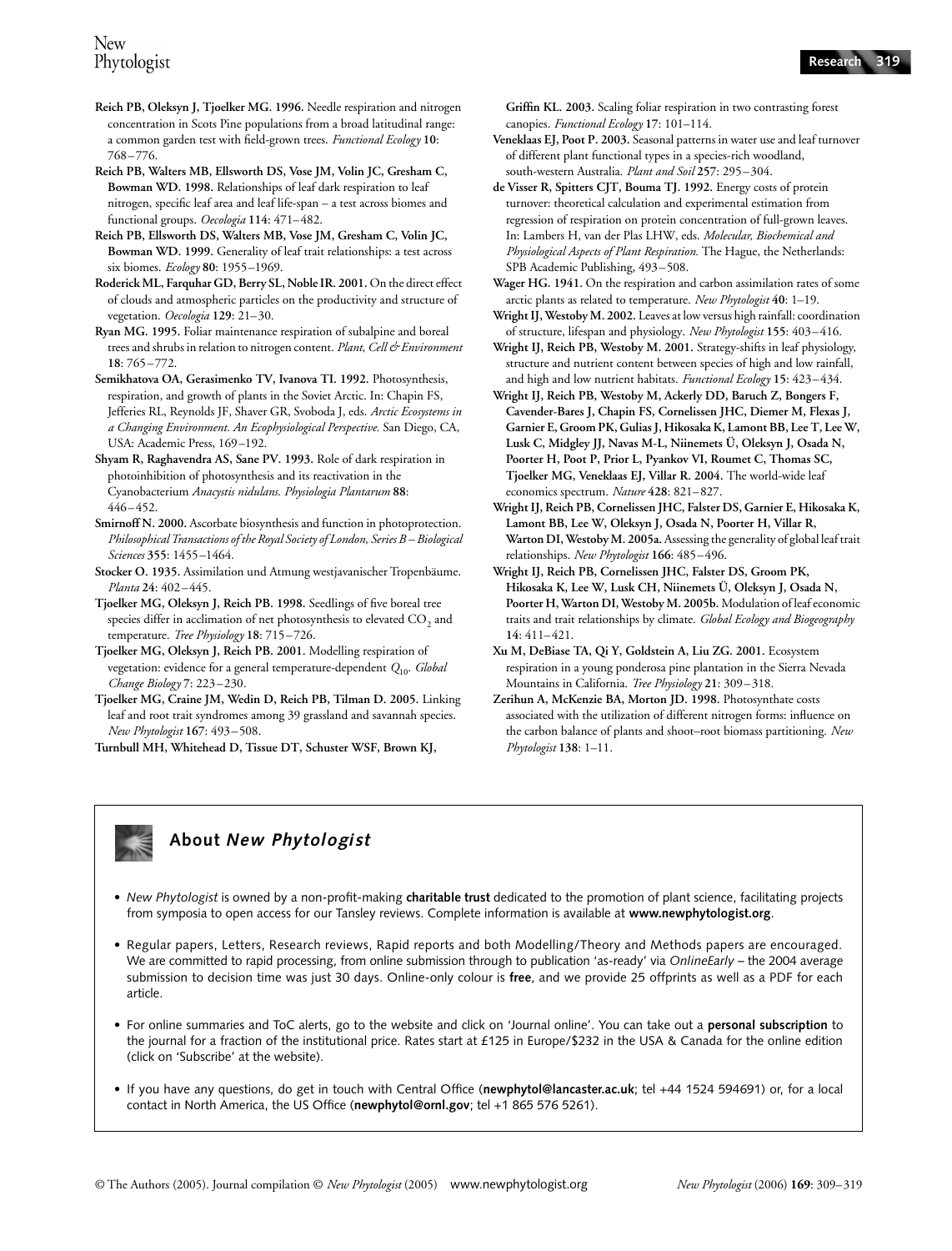**Reich PB, Oleksyn J, Tjoelker MG. 1996.** Needle respiration and nitrogen concentration in Scots Pine populations from a broad latitudinal range: a common garden test with field-grown trees. *Functional Ecology* **10**: 768–776.

**Reich PB, Walters MB, Ellsworth DS, Vose JM, Volin JC, Gresham C, Bowman WD. 1998.** Relationships of leaf dark respiration to leaf nitrogen, specific leaf area and leaf life-span – a test across biomes and functional groups. *Oecologia* **114**: 471–482.

**Reich PB, Ellsworth DS, Walters MB, Vose JM, Gresham C, Volin JC, Bowman WD. 1999.** Generality of leaf trait relationships: a test across six biomes. *Ecology* **80**: 1955–1969.

**Roderick ML, Farquhar GD, Berry SL, Noble IR. 2001.** On the direct effect of clouds and atmospheric particles on the productivity and structure of vegetation. *Oecologia* **129**: 21–30.

**Ryan MG. 1995.** Foliar maintenance respiration of subalpine and boreal trees and shrubs in relation to nitrogen content. *Plant, Cell & Environment* **18**: 765–772.

**Semikhatova OA, Gerasimenko TV, Ivanova TI. 1992.** Photosynthesis, respiration, and growth of plants in the Soviet Arctic. In: Chapin FS, Jefferies RL, Reynolds JF, Shaver GR, Svoboda J, eds. *Arctic Ecosystems in a Changing Environment. An Ecophysiological Perspective.* San Diego, CA, USA: Academic Press, 169–192.

**Shyam R, Raghavendra AS, Sane PV. 1993.** Role of dark respiration in photoinhibition of photosynthesis and its reactivation in the Cyanobacterium *Anacystis nidulans*. *Physiologia Plantarum* **88**: 446–452.

**Smirnoff N. 2000.** Ascorbate biosynthesis and function in photoprotection. *Philosophical Transactions of the Royal Society of London, Series B – Biological Sciences* **355**: 1455–1464.

**Stocker O. 1935.** Assimilation und Atmung westjavanischer Tropenbäume. *Planta* **24**: 402–445.

**Tjoelker MG, Oleksyn J, Reich PB. 1998.** Seedlings of five boreal tree species differ in acclimation of net photosynthesis to elevated $CO_2$ and temperature. *Tree Physiology* **18**: 715–726.

**Tjoelker MG, Oleksyn J, Reich PB. 2001.** Modelling respiration of vegetation: evidence for a general temperature-dependent $Q_{10}$. *Global Change Biology* **7**: 223–230.

**Tjoelker MG, Craine JM, Wedin D, Reich PB, Tilman D. 2005.** Linking leaf and root trait syndromes among 39 grassland and savannah species. *New Phytologist* **167**: 493–508.

**Turnbull MH, Whitehead D, Tissue DT, Schuster WSF, Brown KJ, Griffin KL. 2003.** Scaling foliar respiration in two contrasting forest canopies. *Functional Ecology* **17**: 101–114.

**Veneklaas EJ, Poot P. 2003.** Seasonal patterns in water use and leaf turnover of different plant functional types in a species-rich woodland, south-western Australia. *Plant and Soil* **257**: 295–304.

**de Visser R, Spitters CJT, Bouma TJ. 1992.** Energy costs of protein turnover: theoretical calculation and experimental estimation from regression of respiration on protein concentration of full-grown leaves. In: Lambers H, van der Plas LHW, eds. *Molecular, Biochemical and Physiological Aspects of Plant Respiration.* The Hague, the Netherlands: SPB Academic Publishing, 493–508.

**Wager HG. 1941.** On the respiration and carbon assimilation rates of some arctic plants as related to temperature. *New Phytologist* **40**: 1–19.

**Wright IJ, Westoby M. 2002.** Leaves at low versus high rainfall: coordination of structure, lifespan and physiology. *New Phytologist* **155**: 403–416.

**Wright IJ, Reich PB, Westoby M. 2001.** Strategy-shifts in leaf physiology, structure and nutrient content between species of high and low rainfall, and high and low nutrient habitats. *Functional Ecology* **15**: 423–434.

**Wright IJ, Reich PB, Westoby M, Ackerly DD, Baruch Z, Bongers F, Cavender-Bares J, Chapin FS, Cornelissen JHC, Diemer M, Flexas J, Garnier E, Groom PK, Gulias J, Hikosaka K, Lamont BB, Lee T, Lee W, Lusk C, Midgley JJ, Navas M-L, Niinemets Ü, Oleksyn J, Osada N, Poorter H, Poot P, Prior L, Pyankov VI, Roumet C, Thomas SC, Tjoelker MG, Veneklaas EJ, Villar R. 2004.** The world-wide leaf economics spectrum. *Nature* **428**: 821–827.

**Wright IJ, Reich PB, Cornelissen JHC, Falster DS, Garnier E, Hikosaka K, Lamont BB, Lee W, Oleksyn J, Osada N, Poorter H, Villar R, Warton DI, Westoby M. 2005a.** Assessing the generality of global leaf trait relationships. *New Phytologist* **166**: 485–496.

**Wright IJ, Reich PB, Cornelissen JHC, Falster DS, Groom PK, Hikosaka K, Lee W, Lusk CH, Niinemets Ü, Oleksyn J, Osada N, Poorter H, Warton DI, Westoby M. 2005b.** Modulation of leaf economic traits and trait relationships by climate. *Global Ecology and Biogeography* **14**: 411–421.

**Xu M, DeBiase TA, Qi Y, Goldstein A, Liu ZG. 2001.** Ecosystem respiration in a young ponderosa pine plantation in the Sierra Nevada Mountains in California. *Tree Physiology* **21**: 309–318.

**Zerihun A, McKenzie BA, Morton JD. 1998.** Photosynthate costs associated with the utilization of different nitrogen forms: influence on the carbon balance of plants and shoot–root biomass partitioning. *New Phytologist* **138**: 1–11.

## About *New Phytologist*

- *New Phytologist* is owned by a non-profit-making **charitable trust** dedicated to the promotion of plant science, facilitating projects from symposia to open access for our Tansley reviews. Complete information is available at **www.newphytologist.org**.
- Regular papers, Letters, Research reviews, Rapid reports and both Modelling/Theory and Methods papers are encouraged. We are committed to rapid processing, from online submission through to publication 'as-ready' via *OnlineEarly* – the 2004 average submission to decision time was just 30 days. Online-only colour is **free**, and we provide 25 offprints as well as a PDF for each article.
- For online summaries and ToC alerts, go to the website and click on 'Journal online'. You can take out a **personal subscription** to the journal for a fraction of the institutional price. Rates start at £125 in Europe/$232 in the USA & Canada for the online edition (click on 'Subscribe' at the website).
- If you have any questions, do get in touch with Central Office (**newphytol@lancaster.ac.uk**; tel +44 1524 594691) or, for a local contact in North America, the US Office (**newphytol@ornl.gov**; tel +1 865 576 5261).